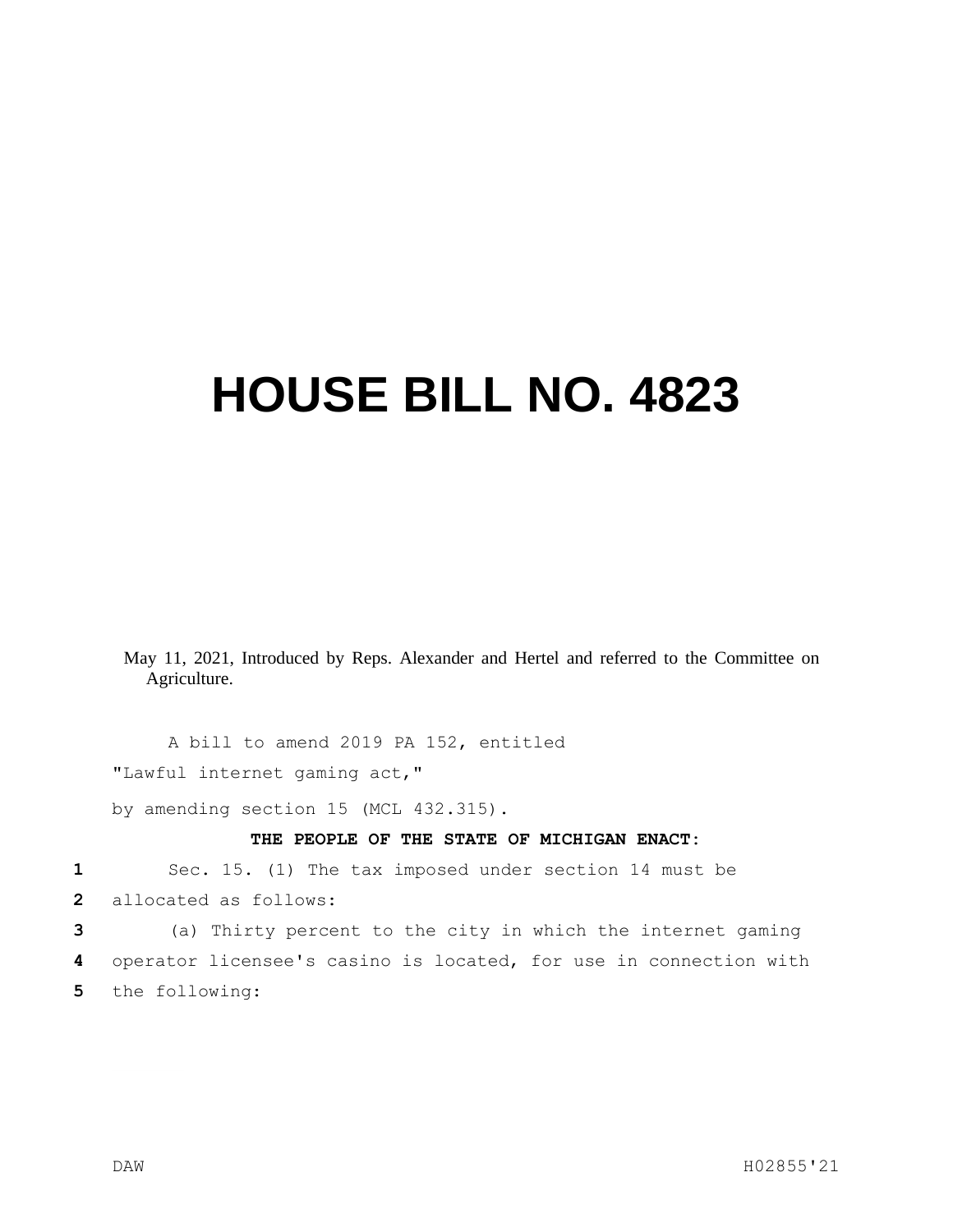# HOUSE BILL NO. 4823

May 11, 2021, Introduced by Reps. Alexander and Hertel and referred to the Committee on Agriculture.

A bill to amend 2019 PA 152, entitled

"Lawful internet gaming act,"

by amending section 15 (MCL 432.315).

**THE PEOPLE OF THE STATE OF MICHIGAN ENACT:**

Sec. 15. (1) The tax imposed under section 14 must be allocated as follows:

(a) Thirty percent to the city in which the internet gaming operator licensee's casino is located, for use in connection with the following: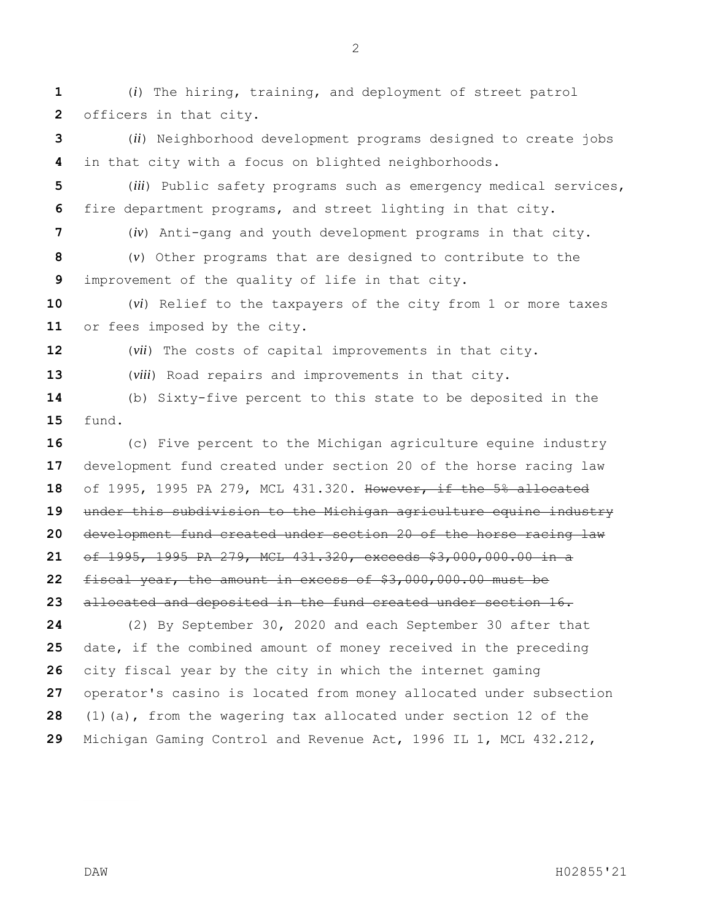(*i*) The hiring, training, and deployment of street patrol officers in that city.

(*ii*) Neighborhood development programs designed to create jobs in that city with a focus on blighted neighborhoods.

(*iii*) Public safety programs such as emergency medical services, fire department programs, and street lighting in that city.

(*iv*) Anti-gang and youth development programs in that city.

(*v*) Other programs that are designed to contribute to the improvement of the quality of life in that city.

(*vi*) Relief to the taxpayers of the city from 1 or more taxes or fees imposed by the city.

(*vii*) The costs of capital improvements in that city.

(*viii*) Road repairs and improvements in that city.

(b) Sixty-five percent to this state to be deposited in the fund.

(c) Five percent to the Michigan agriculture equine industry development fund created under section 20 of the horse racing law of 1995, 1995 PA 279, MCL 431.320. ~~However, if the 5% allocated under this subdivision to the Michigan agriculture equine industry development fund created under section 20 of the horse racing law of 1995, 1995 PA 279, MCL 431.320, exceeds $3,000,000.00 in a fiscal year, the amount in excess of $3,000,000.00 must be allocated and deposited in the fund created under section 16.~~

(2) By September 30, 2020 and each September 30 after that date, if the combined amount of money received in the preceding city fiscal year by the city in which the internet gaming operator's casino is located from money allocated under subsection (1)(a), from the wagering tax allocated under section 12 of the Michigan Gaming Control and Revenue Act, 1996 IL 1, MCL 432.212,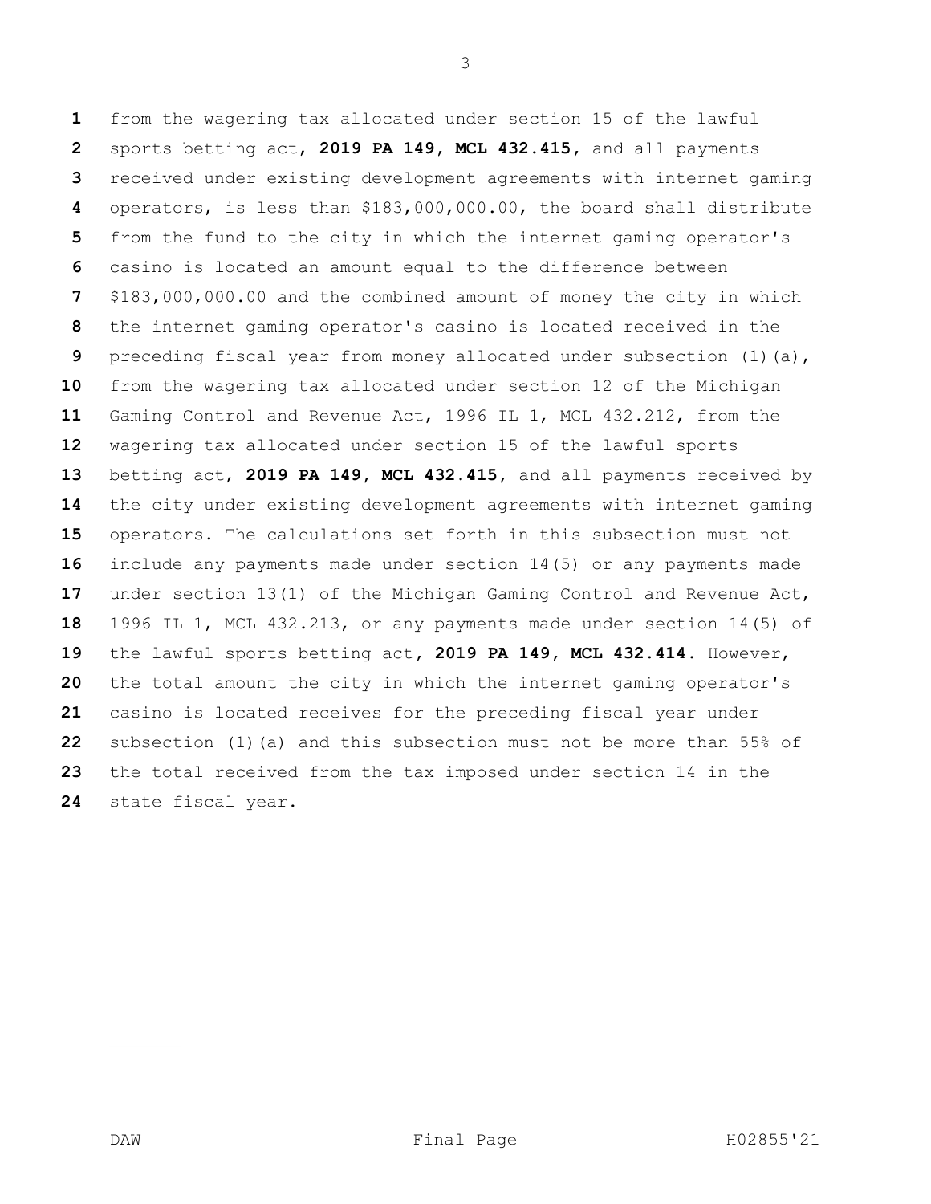from the wagering tax allocated under section 15 of the lawful sports betting act**, 2019 PA 149, MCL 432.415,** and all payments received under existing development agreements with internet gaming operators, is less than $183,000,000.00, the board shall distribute from the fund to the city in which the internet gaming operator's casino is located an amount equal to the difference between $183,000,000.00 and the combined amount of money the city in which the internet gaming operator's casino is located received in the preceding fiscal year from money allocated under subsection (1)(a), from the wagering tax allocated under section 12 of the Michigan Gaming Control and Revenue Act, 1996 IL 1, MCL 432.212, from the wagering tax allocated under section 15 of the lawful sports betting act**, 2019 PA 149, MCL 432.415,** and all payments received by the city under existing development agreements with internet gaming operators. The calculations set forth in this subsection must not include any payments made under section 14(5) or any payments made under section 13(1) of the Michigan Gaming Control and Revenue Act, 1996 IL 1, MCL 432.213, or any payments made under section 14(5) of the lawful sports betting act**, 2019 PA 149, MCL 432.414.** However, the total amount the city in which the internet gaming operator's casino is located receives for the preceding fiscal year under subsection (1)(a) and this subsection must not be more than 55% of the total received from the tax imposed under section 14 in the state fiscal year.